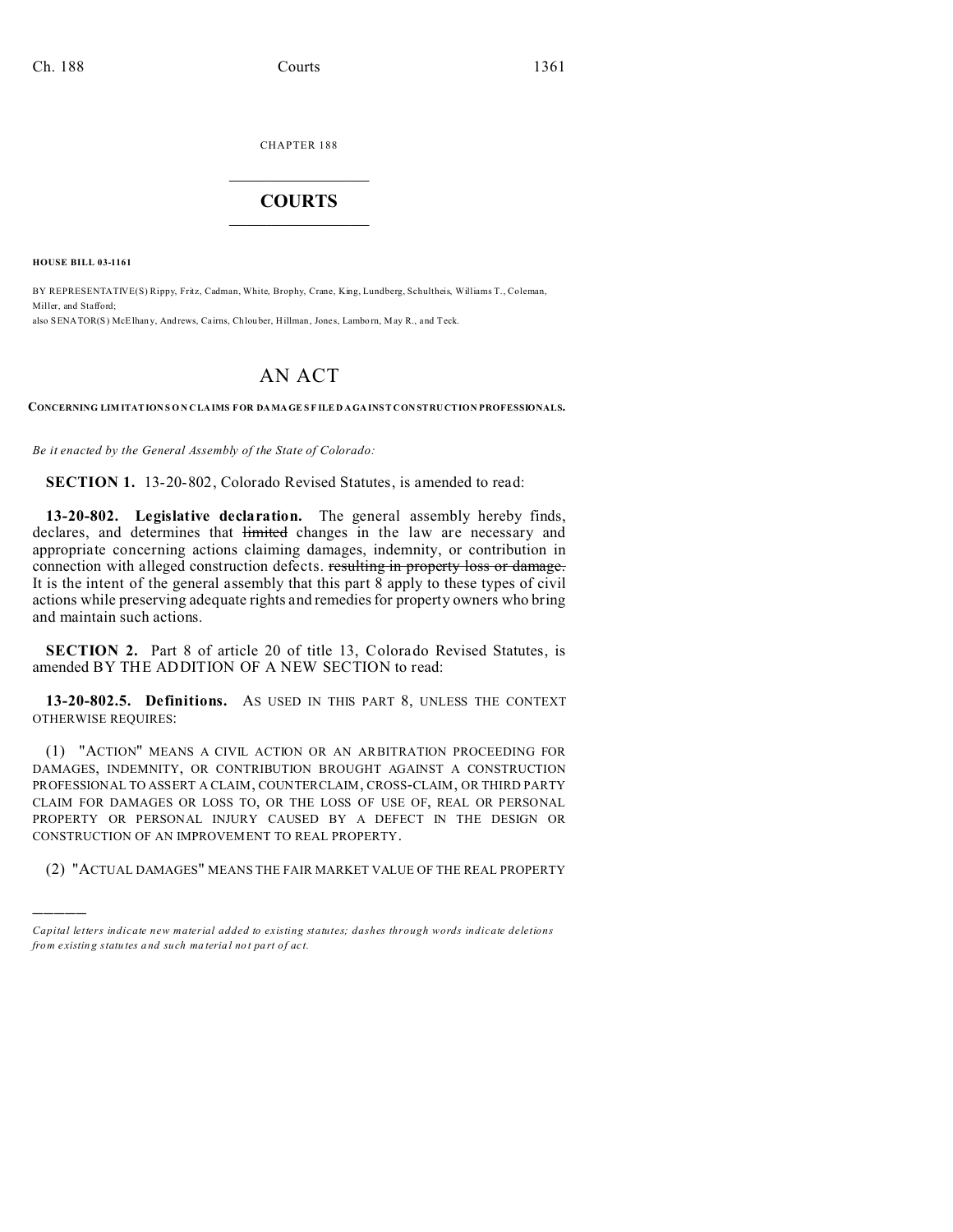CHAPTER 188

# COURTS

**HOUSE BILL 03-1161**

BY REPRESENTATIVE(S) Rippy, Fritz, Cadman, White, Brophy, Crane, King, Lundberg, Schultheis, Williams T., Coleman, Miller, and Stafford;
also SENATOR(S) McElhany, Andrews, Cairns, Chlouber, Hillman, Jones, Lamborn, May R., and Teck.

# AN ACT

**CONCERNING LIMITATIONS ON CLAIMS FOR DAMAGES FILED AGAINST CONSTRUCTION PROFESSIONALS.**

*Be it enacted by the General Assembly of the State of Colorado:*

**SECTION 1.** 13-20-802, Colorado Revised Statutes, is amended to read:

**13-20-802. Legislative declaration.** The general assembly hereby finds, declares, and determines that ~~limited~~ changes in the law are necessary and appropriate concerning actions claiming damages, indemnity, or contribution in connection with alleged construction defects. ~~resulting in property loss or damage.~~ It is the intent of the general assembly that this part 8 apply to these types of civil actions while preserving adequate rights and remedies for property owners who bring and maintain such actions.

**SECTION 2.** Part 8 of article 20 of title 13, Colorado Revised Statutes, is amended BY THE ADDITION OF A NEW SECTION to read:

**13-20-802.5. Definitions.** AS USED IN THIS PART 8, UNLESS THE CONTEXT OTHERWISE REQUIRES:

(1) "ACTION" MEANS A CIVIL ACTION OR AN ARBITRATION PROCEEDING FOR DAMAGES, INDEMNITY, OR CONTRIBUTION BROUGHT AGAINST A CONSTRUCTION PROFESSIONAL TO ASSERT A CLAIM, COUNTERCLAIM, CROSS-CLAIM, OR THIRD PARTY CLAIM FOR DAMAGES OR LOSS TO, OR THE LOSS OF USE OF, REAL OR PERSONAL PROPERTY OR PERSONAL INJURY CAUSED BY A DEFECT IN THE DESIGN OR CONSTRUCTION OF AN IMPROVEMENT TO REAL PROPERTY.

(2) "ACTUAL DAMAGES" MEANS THE FAIR MARKET VALUE OF THE REAL PROPERTY

---

*Capital letters indicate new material added to existing statutes; dashes through words indicate deletions from existing statutes and such material not part of act.*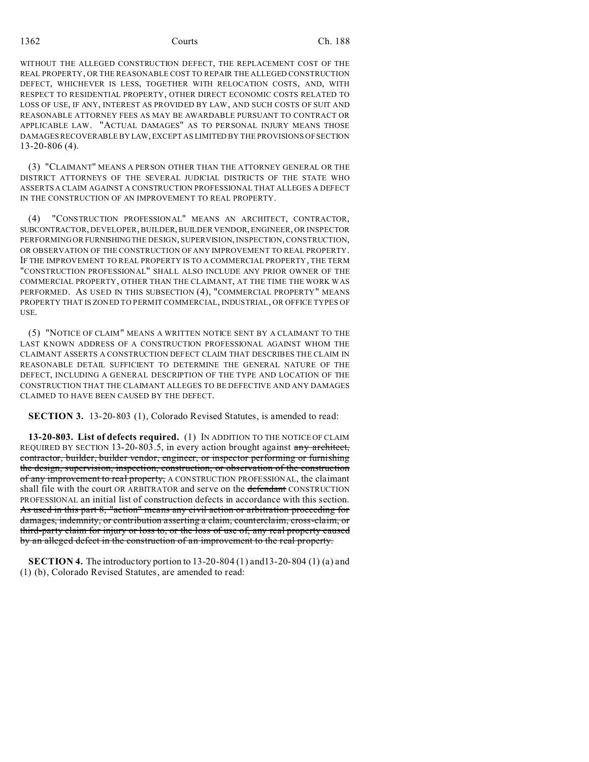WITHOUT THE ALLEGED CONSTRUCTION DEFECT, THE REPLACEMENT COST OF THE REAL PROPERTY, OR THE REASONABLE COST TO REPAIR THE ALLEGED CONSTRUCTION DEFECT, WHICHEVER IS LESS, TOGETHER WITH RELOCATION COSTS, AND, WITH RESPECT TO RESIDENTIAL PROPERTY, OTHER DIRECT ECONOMIC COSTS RELATED TO LOSS OF USE, IF ANY, INTEREST AS PROVIDED BY LAW, AND SUCH COSTS OF SUIT AND REASONABLE ATTORNEY FEES AS MAY BE AWARDABLE PURSUANT TO CONTRACT OR APPLICABLE LAW. "ACTUAL DAMAGES" AS TO PERSONAL INJURY MEANS THOSE DAMAGES RECOVERABLE BY LAW, EXCEPT AS LIMITED BY THE PROVISIONS OF SECTION 13-20-806 (4).

(3) "CLAIMANT" MEANS A PERSON OTHER THAN THE ATTORNEY GENERAL OR THE DISTRICT ATTORNEYS OF THE SEVERAL JUDICIAL DISTRICTS OF THE STATE WHO ASSERTS A CLAIM AGAINST A CONSTRUCTION PROFESSIONAL THAT ALLEGES A DEFECT IN THE CONSTRUCTION OF AN IMPROVEMENT TO REAL PROPERTY.

(4) "CONSTRUCTION PROFESSIONAL" MEANS AN ARCHITECT, CONTRACTOR, SUBCONTRACTOR, DEVELOPER, BUILDER, BUILDER VENDOR, ENGINEER, OR INSPECTOR PERFORMING OR FURNISHING THE DESIGN, SUPERVISION, INSPECTION, CONSTRUCTION, OR OBSERVATION OF THE CONSTRUCTION OF ANY IMPROVEMENT TO REAL PROPERTY. IF THE IMPROVEMENT TO REAL PROPERTY IS TO A COMMERCIAL PROPERTY, THE TERM "CONSTRUCTION PROFESSIONAL" SHALL ALSO INCLUDE ANY PRIOR OWNER OF THE COMMERCIAL PROPERTY, OTHER THAN THE CLAIMANT, AT THE TIME THE WORK WAS PERFORMED. AS USED IN THIS SUBSECTION (4), "COMMERCIAL PROPERTY" MEANS PROPERTY THAT IS ZONED TO PERMIT COMMERCIAL, INDUSTRIAL, OR OFFICE TYPES OF USE.

(5) "NOTICE OF CLAIM" MEANS A WRITTEN NOTICE SENT BY A CLAIMANT TO THE LAST KNOWN ADDRESS OF A CONSTRUCTION PROFESSIONAL AGAINST WHOM THE CLAIMANT ASSERTS A CONSTRUCTION DEFECT CLAIM THAT DESCRIBES THE CLAIM IN REASONABLE DETAIL SUFFICIENT TO DETERMINE THE GENERAL NATURE OF THE DEFECT, INCLUDING A GENERAL DESCRIPTION OF THE TYPE AND LOCATION OF THE CONSTRUCTION THAT THE CLAIMANT ALLEGES TO BE DEFECTIVE AND ANY DAMAGES CLAIMED TO HAVE BEEN CAUSED BY THE DEFECT.

**SECTION 3.** 13-20-803 (1), Colorado Revised Statutes, is amended to read:

**13-20-803. List of defects required.** (1) IN ADDITION TO THE NOTICE OF CLAIM REQUIRED BY SECTION 13-20-803.5, in every action brought against ~~any architect, contractor, builder, builder vendor, engineer, or inspector performing or furnishing the design, supervision, inspection, construction, or observation of the construction of any improvement to real property,~~ A CONSTRUCTION PROFESSIONAL, the claimant shall file with the court OR ARBITRATOR and serve on the ~~defendant~~ CONSTRUCTION PROFESSIONAL an initial list of construction defects in accordance with this section. ~~As used in this part 8, "action" means any civil action or arbitration proceeding for damages, indemnity, or contribution asserting a claim, counterclaim, cross-claim, or third-party claim for injury or loss to, or the loss of use of, any real property caused by an alleged defect in the construction of an improvement to the real property.~~

**SECTION 4.** The introductory portion to 13-20-804 (1) and13-20-804 (1) (a) and (1) (b), Colorado Revised Statutes, are amended to read: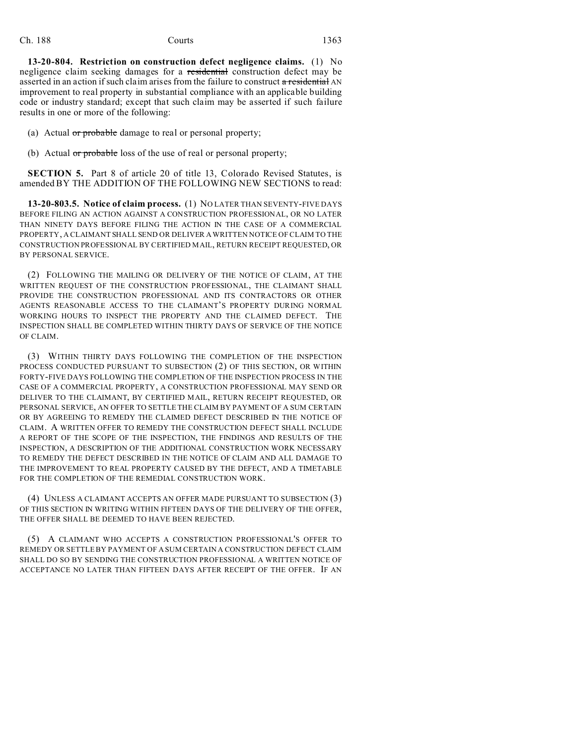**13-20-804. Restriction on construction defect negligence claims.** (1) No negligence claim seeking damages for a ~~residential~~ construction defect may be asserted in an action if such claim arises from the failure to construct ~~a residential~~ AN improvement to real property in substantial compliance with an applicable building code or industry standard; except that such claim may be asserted if such failure results in one or more of the following:

(a) Actual ~~or probable~~ damage to real or personal property;

(b) Actual ~~or probable~~ loss of the use of real or personal property;

**SECTION 5.** Part 8 of article 20 of title 13, Colorado Revised Statutes, is amended BY THE ADDITION OF THE FOLLOWING NEW SECTIONS to read:

**13-20-803.5. Notice of claim process.** (1) NO LATER THAN SEVENTY-FIVE DAYS BEFORE FILING AN ACTION AGAINST A CONSTRUCTION PROFESSIONAL, OR NO LATER THAN NINETY DAYS BEFORE FILING THE ACTION IN THE CASE OF A COMMERCIAL PROPERTY, A CLAIMANT SHALL SEND OR DELIVER A WRITTEN NOTICE OF CLAIM TO THE CONSTRUCTION PROFESSIONAL BY CERTIFIED MAIL, RETURN RECEIPT REQUESTED, OR BY PERSONAL SERVICE.

(2) FOLLOWING THE MAILING OR DELIVERY OF THE NOTICE OF CLAIM, AT THE WRITTEN REQUEST OF THE CONSTRUCTION PROFESSIONAL, THE CLAIMANT SHALL PROVIDE THE CONSTRUCTION PROFESSIONAL AND ITS CONTRACTORS OR OTHER AGENTS REASONABLE ACCESS TO THE CLAIMANT'S PROPERTY DURING NORMAL WORKING HOURS TO INSPECT THE PROPERTY AND THE CLAIMED DEFECT. THE INSPECTION SHALL BE COMPLETED WITHIN THIRTY DAYS OF SERVICE OF THE NOTICE OF CLAIM.

(3) WITHIN THIRTY DAYS FOLLOWING THE COMPLETION OF THE INSPECTION PROCESS CONDUCTED PURSUANT TO SUBSECTION (2) OF THIS SECTION, OR WITHIN FORTY-FIVE DAYS FOLLOWING THE COMPLETION OF THE INSPECTION PROCESS IN THE CASE OF A COMMERCIAL PROPERTY, A CONSTRUCTION PROFESSIONAL MAY SEND OR DELIVER TO THE CLAIMANT, BY CERTIFIED MAIL, RETURN RECEIPT REQUESTED, OR PERSONAL SERVICE, AN OFFER TO SETTLE THE CLAIM BY PAYMENT OF A SUM CERTAIN OR BY AGREEING TO REMEDY THE CLAIMED DEFECT DESCRIBED IN THE NOTICE OF CLAIM. A WRITTEN OFFER TO REMEDY THE CONSTRUCTION DEFECT SHALL INCLUDE A REPORT OF THE SCOPE OF THE INSPECTION, THE FINDINGS AND RESULTS OF THE INSPECTION, A DESCRIPTION OF THE ADDITIONAL CONSTRUCTION WORK NECESSARY TO REMEDY THE DEFECT DESCRIBED IN THE NOTICE OF CLAIM AND ALL DAMAGE TO THE IMPROVEMENT TO REAL PROPERTY CAUSED BY THE DEFECT, AND A TIMETABLE FOR THE COMPLETION OF THE REMEDIAL CONSTRUCTION WORK.

(4) UNLESS A CLAIMANT ACCEPTS AN OFFER MADE PURSUANT TO SUBSECTION (3) OF THIS SECTION IN WRITING WITHIN FIFTEEN DAYS OF THE DELIVERY OF THE OFFER, THE OFFER SHALL BE DEEMED TO HAVE BEEN REJECTED.

(5) A CLAIMANT WHO ACCEPTS A CONSTRUCTION PROFESSIONAL'S OFFER TO REMEDY OR SETTLE BY PAYMENT OF A SUM CERTAIN A CONSTRUCTION DEFECT CLAIM SHALL DO SO BY SENDING THE CONSTRUCTION PROFESSIONAL A WRITTEN NOTICE OF ACCEPTANCE NO LATER THAN FIFTEEN DAYS AFTER RECEIPT OF THE OFFER. IF AN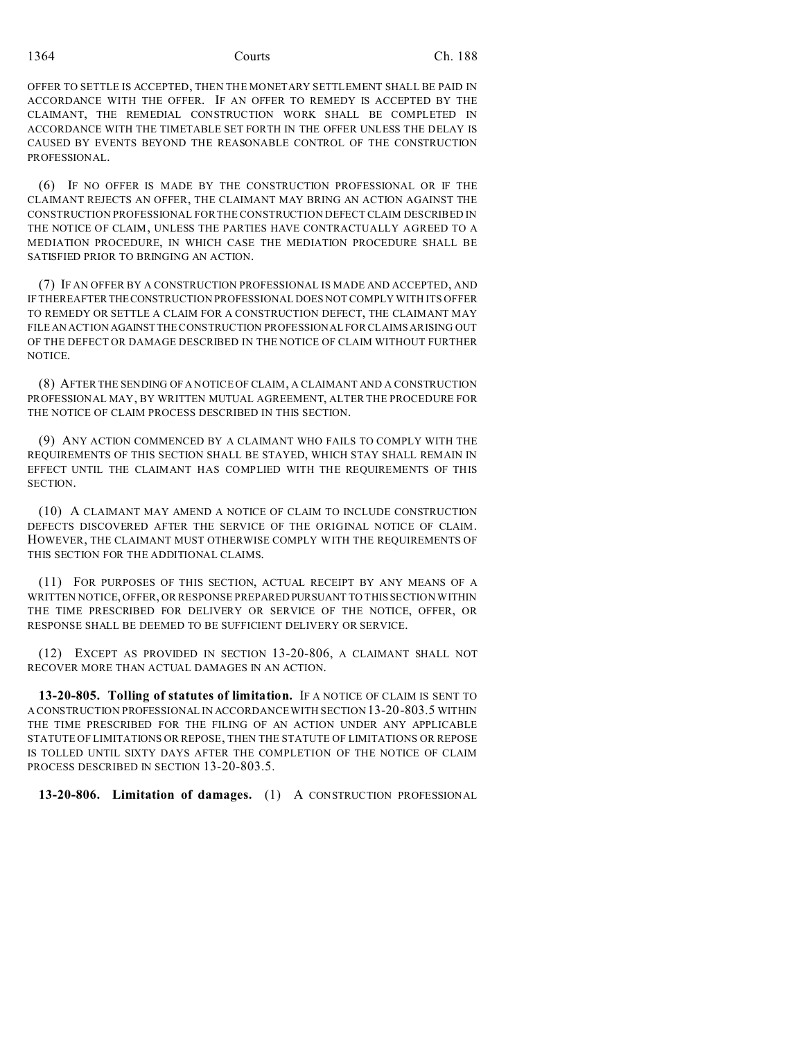OFFER TO SETTLE IS ACCEPTED, THEN THE MONETARY SETTLEMENT SHALL BE PAID IN ACCORDANCE WITH THE OFFER. IF AN OFFER TO REMEDY IS ACCEPTED BY THE CLAIMANT, THE REMEDIAL CONSTRUCTION WORK SHALL BE COMPLETED IN ACCORDANCE WITH THE TIMETABLE SET FORTH IN THE OFFER UNLESS THE DELAY IS CAUSED BY EVENTS BEYOND THE REASONABLE CONTROL OF THE CONSTRUCTION PROFESSIONAL.

(6) IF NO OFFER IS MADE BY THE CONSTRUCTION PROFESSIONAL OR IF THE CLAIMANT REJECTS AN OFFER, THE CLAIMANT MAY BRING AN ACTION AGAINST THE CONSTRUCTION PROFESSIONAL FOR THE CONSTRUCTION DEFECT CLAIM DESCRIBED IN THE NOTICE OF CLAIM, UNLESS THE PARTIES HAVE CONTRACTUALLY AGREED TO A MEDIATION PROCEDURE, IN WHICH CASE THE MEDIATION PROCEDURE SHALL BE SATISFIED PRIOR TO BRINGING AN ACTION.

(7) IF AN OFFER BY A CONSTRUCTION PROFESSIONAL IS MADE AND ACCEPTED, AND IF THEREAFTER THE CONSTRUCTION PROFESSIONAL DOES NOT COMPLY WITH ITS OFFER TO REMEDY OR SETTLE A CLAIM FOR A CONSTRUCTION DEFECT, THE CLAIMANT MAY FILE AN ACTION AGAINST THE CONSTRUCTION PROFESSIONAL FOR CLAIMS ARISING OUT OF THE DEFECT OR DAMAGE DESCRIBED IN THE NOTICE OF CLAIM WITHOUT FURTHER NOTICE.

(8) AFTER THE SENDING OF A NOTICE OF CLAIM, A CLAIMANT AND A CONSTRUCTION PROFESSIONAL MAY, BY WRITTEN MUTUAL AGREEMENT, ALTER THE PROCEDURE FOR THE NOTICE OF CLAIM PROCESS DESCRIBED IN THIS SECTION.

(9) ANY ACTION COMMENCED BY A CLAIMANT WHO FAILS TO COMPLY WITH THE REQUIREMENTS OF THIS SECTION SHALL BE STAYED, WHICH STAY SHALL REMAIN IN EFFECT UNTIL THE CLAIMANT HAS COMPLIED WITH THE REQUIREMENTS OF THIS SECTION.

(10) A CLAIMANT MAY AMEND A NOTICE OF CLAIM TO INCLUDE CONSTRUCTION DEFECTS DISCOVERED AFTER THE SERVICE OF THE ORIGINAL NOTICE OF CLAIM. HOWEVER, THE CLAIMANT MUST OTHERWISE COMPLY WITH THE REQUIREMENTS OF THIS SECTION FOR THE ADDITIONAL CLAIMS.

(11) FOR PURPOSES OF THIS SECTION, ACTUAL RECEIPT BY ANY MEANS OF A WRITTEN NOTICE, OFFER, OR RESPONSE PREPARED PURSUANT TO THIS SECTION WITHIN THE TIME PRESCRIBED FOR DELIVERY OR SERVICE OF THE NOTICE, OFFER, OR RESPONSE SHALL BE DEEMED TO BE SUFFICIENT DELIVERY OR SERVICE.

(12) EXCEPT AS PROVIDED IN SECTION 13-20-806, A CLAIMANT SHALL NOT RECOVER MORE THAN ACTUAL DAMAGES IN AN ACTION.

**13-20-805. Tolling of statutes of limitation.** IF A NOTICE OF CLAIM IS SENT TO A CONSTRUCTION PROFESSIONAL IN ACCORDANCE WITH SECTION 13-20-803.5 WITHIN THE TIME PRESCRIBED FOR THE FILING OF AN ACTION UNDER ANY APPLICABLE STATUTE OF LIMITATIONS OR REPOSE, THEN THE STATUTE OF LIMITATIONS OR REPOSE IS TOLLED UNTIL SIXTY DAYS AFTER THE COMPLETION OF THE NOTICE OF CLAIM PROCESS DESCRIBED IN SECTION 13-20-803.5.

**13-20-806. Limitation of damages.** (1) A CONSTRUCTION PROFESSIONAL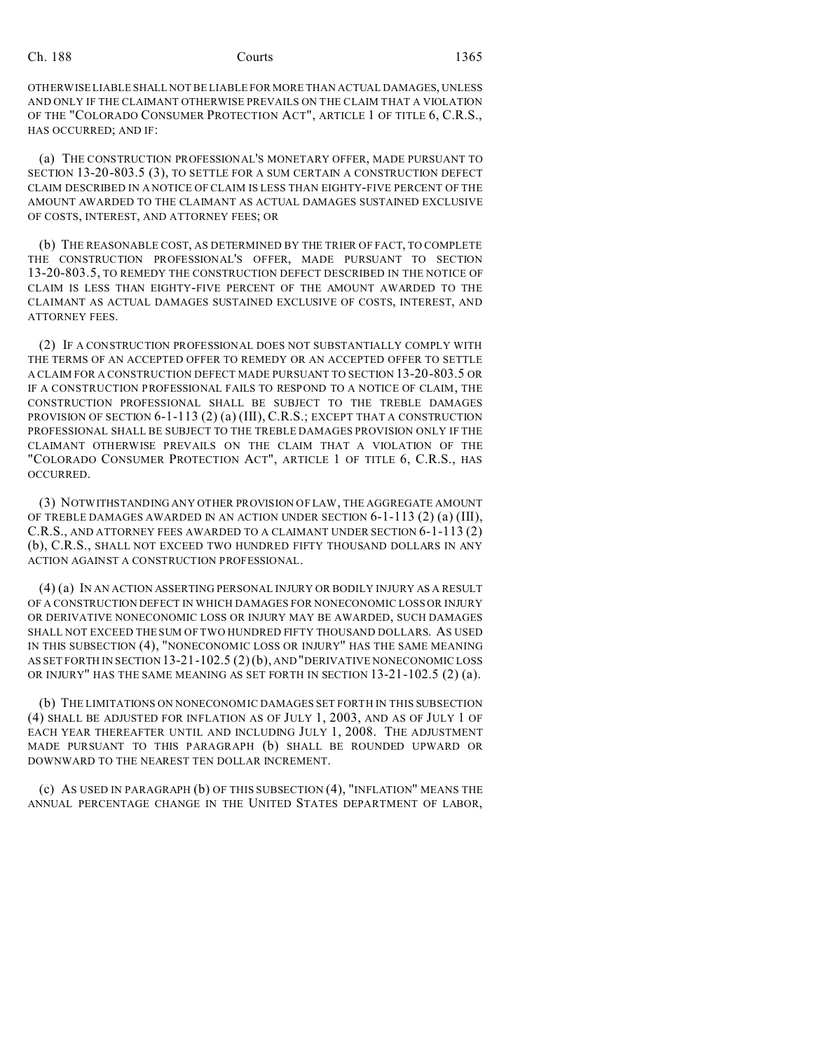OTHERWISE LIABLE SHALL NOT BE LIABLE FOR MORE THAN ACTUAL DAMAGES, UNLESS AND ONLY IF THE CLAIMANT OTHERWISE PREVAILS ON THE CLAIM THAT A VIOLATION OF THE "COLORADO CONSUMER PROTECTION ACT", ARTICLE 1 OF TITLE 6, C.R.S., HAS OCCURRED; AND IF:

(a) THE CONSTRUCTION PROFESSIONAL'S MONETARY OFFER, MADE PURSUANT TO SECTION 13-20-803.5 (3), TO SETTLE FOR A SUM CERTAIN A CONSTRUCTION DEFECT CLAIM DESCRIBED IN A NOTICE OF CLAIM IS LESS THAN EIGHTY-FIVE PERCENT OF THE AMOUNT AWARDED TO THE CLAIMANT AS ACTUAL DAMAGES SUSTAINED EXCLUSIVE OF COSTS, INTEREST, AND ATTORNEY FEES; OR

(b) THE REASONABLE COST, AS DETERMINED BY THE TRIER OF FACT, TO COMPLETE THE CONSTRUCTION PROFESSIONAL'S OFFER, MADE PURSUANT TO SECTION 13-20-803.5, TO REMEDY THE CONSTRUCTION DEFECT DESCRIBED IN THE NOTICE OF CLAIM IS LESS THAN EIGHTY-FIVE PERCENT OF THE AMOUNT AWARDED TO THE CLAIMANT AS ACTUAL DAMAGES SUSTAINED EXCLUSIVE OF COSTS, INTEREST, AND ATTORNEY FEES.

(2) IF A CONSTRUCTION PROFESSIONAL DOES NOT SUBSTANTIALLY COMPLY WITH THE TERMS OF AN ACCEPTED OFFER TO REMEDY OR AN ACCEPTED OFFER TO SETTLE A CLAIM FOR A CONSTRUCTION DEFECT MADE PURSUANT TO SECTION 13-20-803.5 OR IF A CONSTRUCTION PROFESSIONAL FAILS TO RESPOND TO A NOTICE OF CLAIM, THE CONSTRUCTION PROFESSIONAL SHALL BE SUBJECT TO THE TREBLE DAMAGES PROVISION OF SECTION 6-1-113 (2) (a) (III), C.R.S.; EXCEPT THAT A CONSTRUCTION PROFESSIONAL SHALL BE SUBJECT TO THE TREBLE DAMAGES PROVISION ONLY IF THE CLAIMANT OTHERWISE PREVAILS ON THE CLAIM THAT A VIOLATION OF THE "COLORADO CONSUMER PROTECTION ACT", ARTICLE 1 OF TITLE 6, C.R.S., HAS OCCURRED.

(3) NOTWITHSTANDING ANY OTHER PROVISION OF LAW, THE AGGREGATE AMOUNT OF TREBLE DAMAGES AWARDED IN AN ACTION UNDER SECTION 6-1-113 (2) (a) (III), C.R.S., AND ATTORNEY FEES AWARDED TO A CLAIMANT UNDER SECTION 6-1-113 (2) (b), C.R.S., SHALL NOT EXCEED TWO HUNDRED FIFTY THOUSAND DOLLARS IN ANY ACTION AGAINST A CONSTRUCTION PROFESSIONAL.

(4) (a) IN AN ACTION ASSERTING PERSONAL INJURY OR BODILY INJURY AS A RESULT OF A CONSTRUCTION DEFECT IN WHICH DAMAGES FOR NONECONOMIC LOSS OR INJURY OR DERIVATIVE NONECONOMIC LOSS OR INJURY MAY BE AWARDED, SUCH DAMAGES SHALL NOT EXCEED THE SUM OF TWO HUNDRED FIFTY THOUSAND DOLLARS. AS USED IN THIS SUBSECTION (4), "NONECONOMIC LOSS OR INJURY" HAS THE SAME MEANING AS SET FORTH IN SECTION 13-21-102.5 (2) (b), AND "DERIVATIVE NONECONOMIC LOSS OR INJURY" HAS THE SAME MEANING AS SET FORTH IN SECTION 13-21-102.5 (2) (a).

(b) THE LIMITATIONS ON NONECONOMIC DAMAGES SET FORTH IN THIS SUBSECTION (4) SHALL BE ADJUSTED FOR INFLATION AS OF JULY 1, 2003, AND AS OF JULY 1 OF EACH YEAR THEREAFTER UNTIL AND INCLUDING JULY 1, 2008. THE ADJUSTMENT MADE PURSUANT TO THIS PARAGRAPH (b) SHALL BE ROUNDED UPWARD OR DOWNWARD TO THE NEAREST TEN DOLLAR INCREMENT.

(c) AS USED IN PARAGRAPH (b) OF THIS SUBSECTION (4), "INFLATION" MEANS THE ANNUAL PERCENTAGE CHANGE IN THE UNITED STATES DEPARTMENT OF LABOR,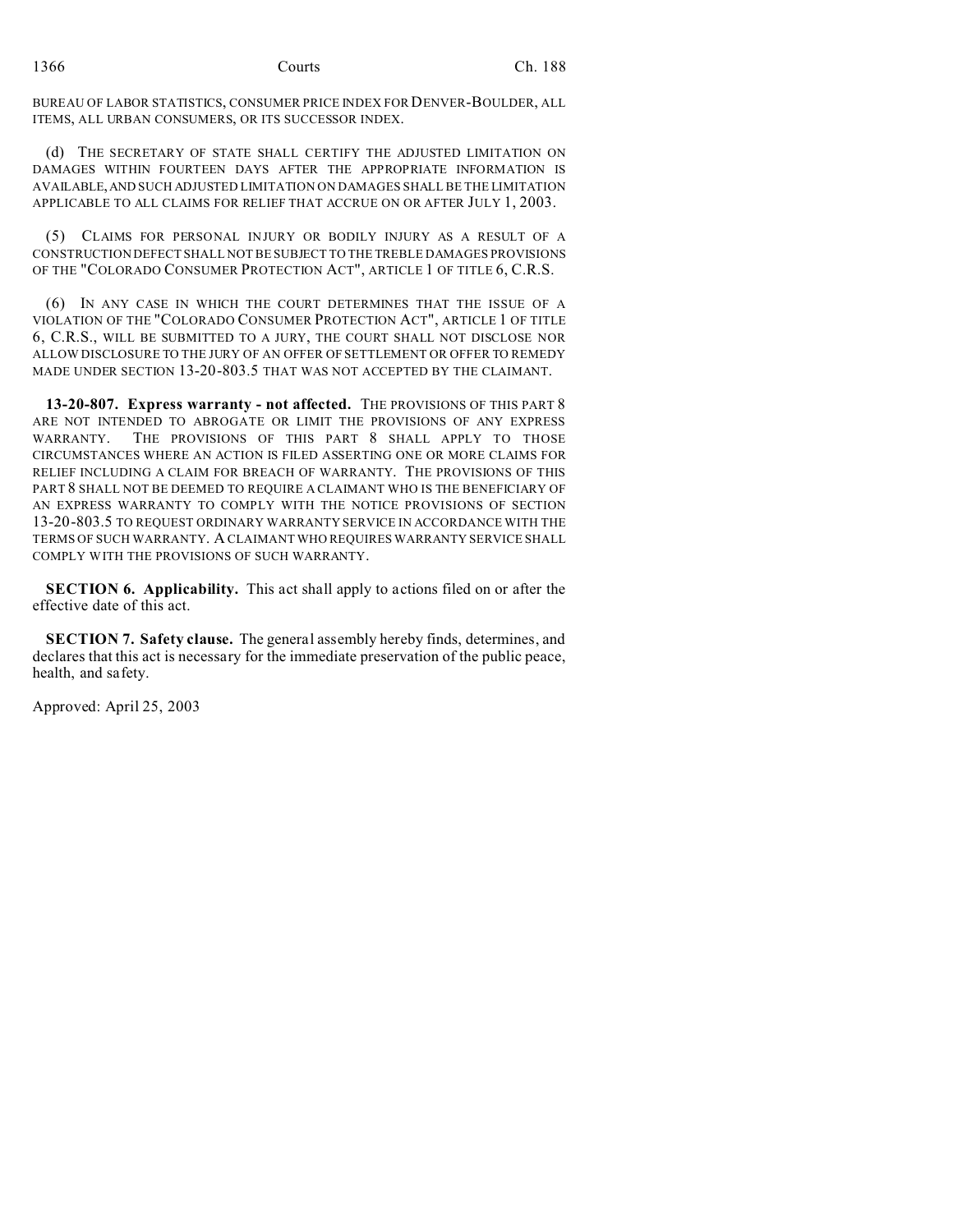BUREAU OF LABOR STATISTICS, CONSUMER PRICE INDEX FOR DENVER-BOULDER, ALL ITEMS, ALL URBAN CONSUMERS, OR ITS SUCCESSOR INDEX.

(d) THE SECRETARY OF STATE SHALL CERTIFY THE ADJUSTED LIMITATION ON DAMAGES WITHIN FOURTEEN DAYS AFTER THE APPROPRIATE INFORMATION IS AVAILABLE, AND SUCH ADJUSTED LIMITATION ON DAMAGES SHALL BE THE LIMITATION APPLICABLE TO ALL CLAIMS FOR RELIEF THAT ACCRUE ON OR AFTER JULY 1, 2003.

(5) CLAIMS FOR PERSONAL INJURY OR BODILY INJURY AS A RESULT OF A CONSTRUCTION DEFECT SHALL NOT BE SUBJECT TO THE TREBLE DAMAGES PROVISIONS OF THE "COLORADO CONSUMER PROTECTION ACT", ARTICLE 1 OF TITLE 6, C.R.S.

(6) IN ANY CASE IN WHICH THE COURT DETERMINES THAT THE ISSUE OF A VIOLATION OF THE "COLORADO CONSUMER PROTECTION ACT", ARTICLE 1 OF TITLE 6, C.R.S., WILL BE SUBMITTED TO A JURY, THE COURT SHALL NOT DISCLOSE NOR ALLOW DISCLOSURE TO THE JURY OF AN OFFER OF SETTLEMENT OR OFFER TO REMEDY MADE UNDER SECTION 13-20-803.5 THAT WAS NOT ACCEPTED BY THE CLAIMANT.

**13-20-807. Express warranty - not affected.** THE PROVISIONS OF THIS PART 8 ARE NOT INTENDED TO ABROGATE OR LIMIT THE PROVISIONS OF ANY EXPRESS WARRANTY. THE PROVISIONS OF THIS PART 8 SHALL APPLY TO THOSE CIRCUMSTANCES WHERE AN ACTION IS FILED ASSERTING ONE OR MORE CLAIMS FOR RELIEF INCLUDING A CLAIM FOR BREACH OF WARRANTY. THE PROVISIONS OF THIS PART 8 SHALL NOT BE DEEMED TO REQUIRE A CLAIMANT WHO IS THE BENEFICIARY OF AN EXPRESS WARRANTY TO COMPLY WITH THE NOTICE PROVISIONS OF SECTION 13-20-803.5 TO REQUEST ORDINARY WARRANTY SERVICE IN ACCORDANCE WITH THE TERMS OF SUCH WARRANTY. A CLAIMANT WHO REQUIRES WARRANTY SERVICE SHALL COMPLY WITH THE PROVISIONS OF SUCH WARRANTY.

**SECTION 6. Applicability.** This act shall apply to actions filed on or after the effective date of this act.

**SECTION 7. Safety clause.** The general assembly hereby finds, determines, and declares that this act is necessary for the immediate preservation of the public peace, health, and safety.

Approved: April 25, 2003